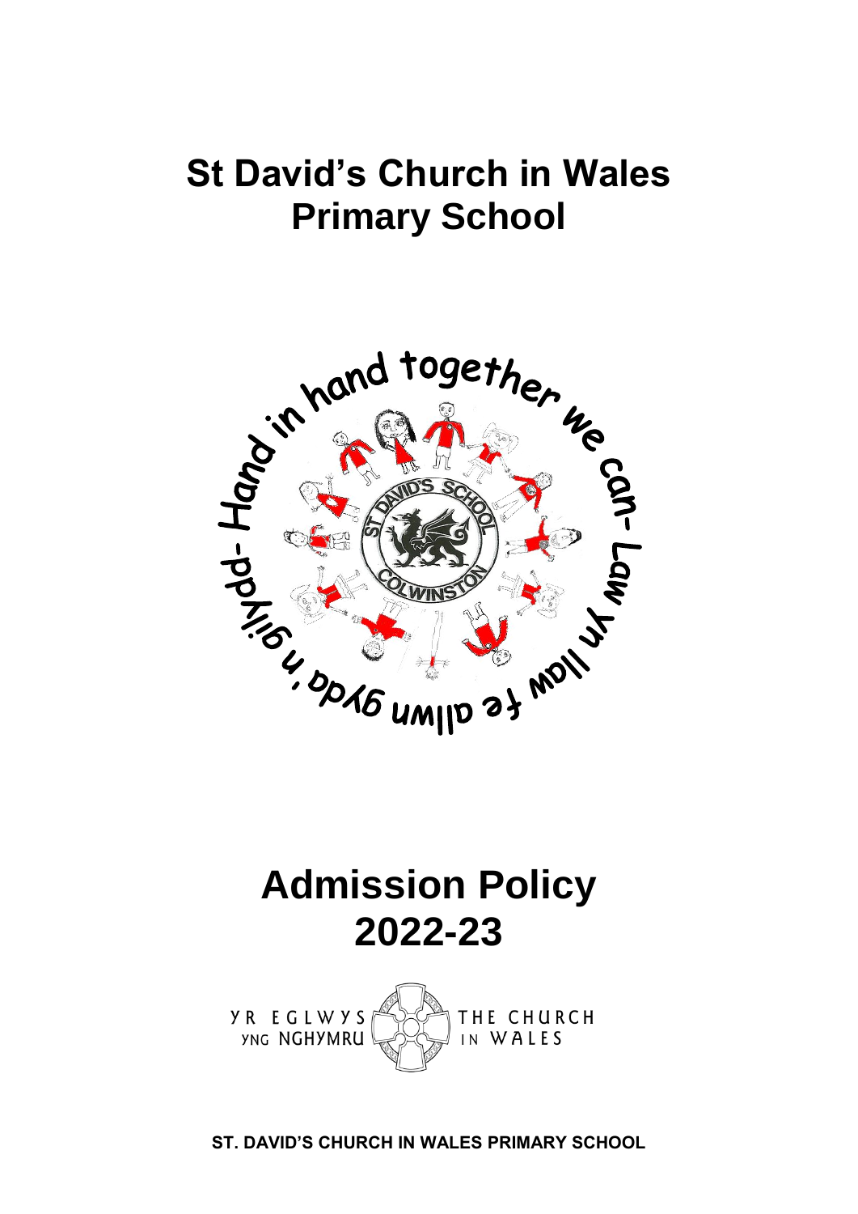# St David's Church in Wales Primary School

# Admission Policy 2022-23

**ST. DAVID'S CHURCH IN WALES PRIMARY SCHOOL**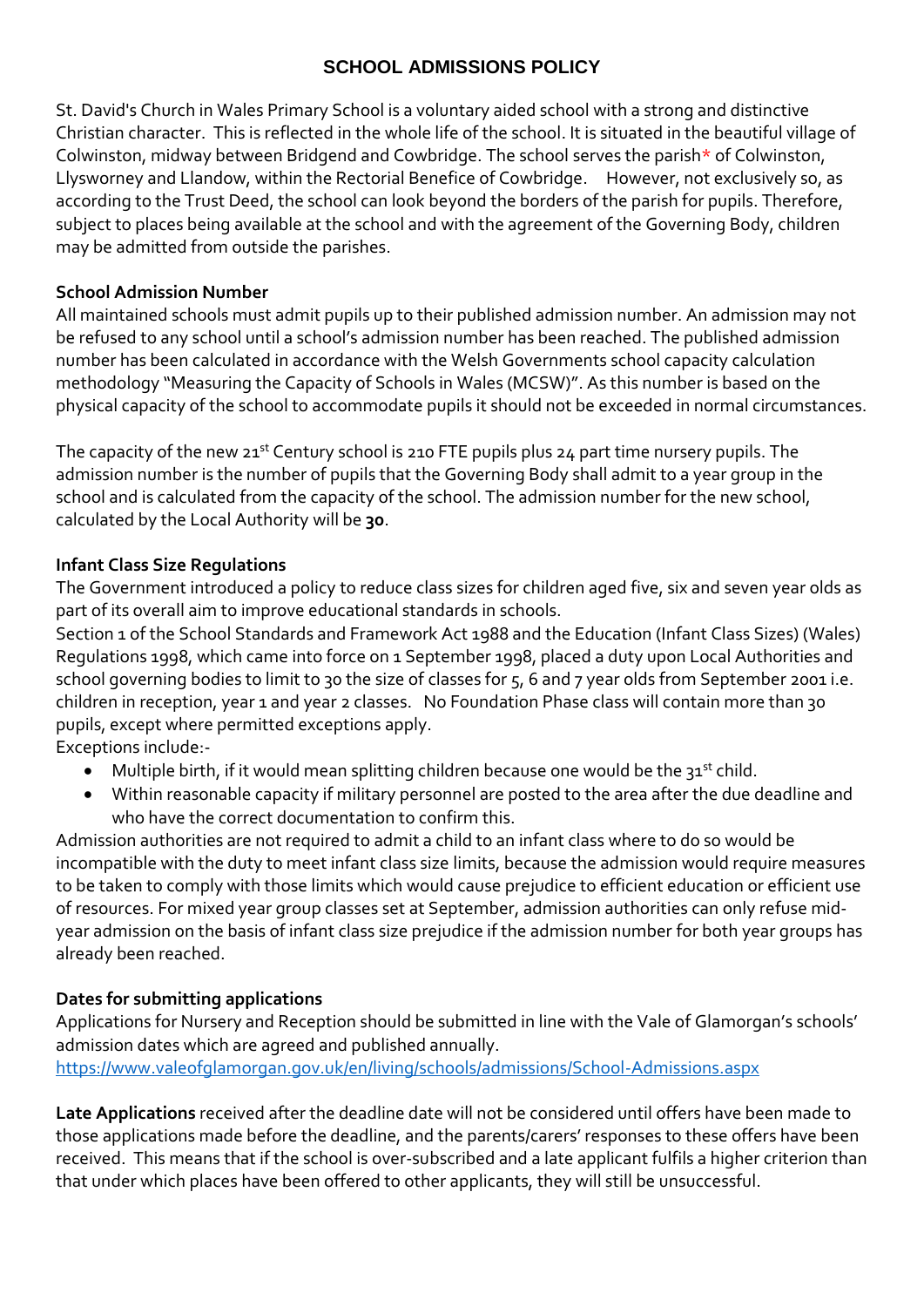## SCHOOL ADMISSIONS POLICY

St. David's Church in Wales Primary School is a voluntary aided school with a strong and distinctive Christian character. This is reflected in the whole life of the school. It is situated in the beautiful village of Colwinston, midway between Bridgend and Cowbridge. The school serves the parish* of Colwinston, Llysworney and Llandow, within the Rectorial Benefice of Cowbridge. However, not exclusively so, as according to the Trust Deed, the school can look beyond the borders of the parish for pupils. Therefore, subject to places being available at the school and with the agreement of the Governing Body, children may be admitted from outside the parishes.

**School Admission Number**

All maintained schools must admit pupils up to their published admission number. An admission may not be refused to any school until a school's admission number has been reached. The published admission number has been calculated in accordance with the Welsh Governments school capacity calculation methodology "Measuring the Capacity of Schools in Wales (MCSW)". As this number is based on the physical capacity of the school to accommodate pupils it should not be exceeded in normal circumstances.

The capacity of the new 21st Century school is 210 FTE pupils plus 24 part time nursery pupils. The admission number is the number of pupils that the Governing Body shall admit to a year group in the school and is calculated from the capacity of the school. The admission number for the new school, calculated by the Local Authority will be **30**.

**Infant Class Size Regulations**

The Government introduced a policy to reduce class sizes for children aged five, six and seven year olds as part of its overall aim to improve educational standards in schools.

Section 1 of the School Standards and Framework Act 1988 and the Education (Infant Class Sizes) (Wales) Regulations 1998, which came into force on 1 September 1998, placed a duty upon Local Authorities and school governing bodies to limit to 30 the size of classes for 5, 6 and 7 year olds from September 2001 i.e. children in reception, year 1 and year 2 classes. No Foundation Phase class will contain more than 30 pupils, except where permitted exceptions apply.

Exceptions include:-

- Multiple birth, if it would mean splitting children because one would be the 31st child.
- Within reasonable capacity if military personnel are posted to the area after the due deadline and who have the correct documentation to confirm this.

Admission authorities are not required to admit a child to an infant class where to do so would be incompatible with the duty to meet infant class size limits, because the admission would require measures to be taken to comply with those limits which would cause prejudice to efficient education or efficient use of resources. For mixed year group classes set at September, admission authorities can only refuse mid-year admission on the basis of infant class size prejudice if the admission number for both year groups has already been reached.

**Dates for submitting applications**

Applications for Nursery and Reception should be submitted in line with the Vale of Glamorgan's schools' admission dates which are agreed and published annually.

https://www.valeofglamorgan.gov.uk/en/living/schools/admissions/School-Admissions.aspx

**Late Applications** received after the deadline date will not be considered until offers have been made to those applications made before the deadline, and the parents/carers' responses to these offers have been received. This means that if the school is over-subscribed and a late applicant fulfils a higher criterion than that under which places have been offered to other applicants, they will still be unsuccessful.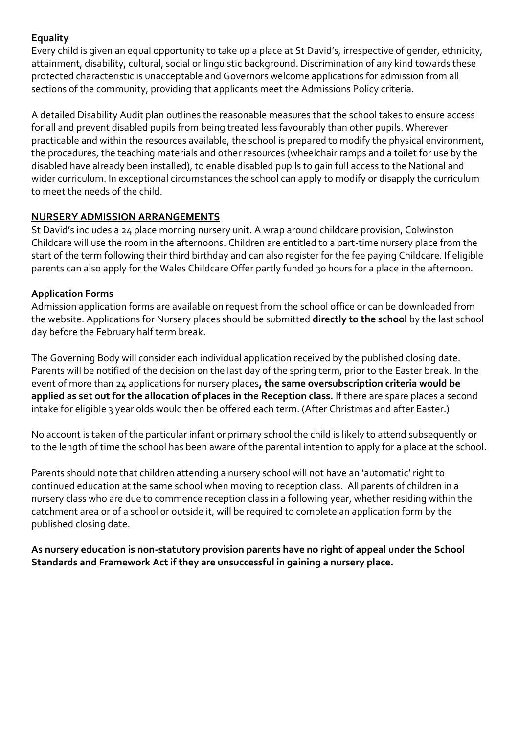**Equality**

Every child is given an equal opportunity to take up a place at St David's, irrespective of gender, ethnicity, attainment, disability, cultural, social or linguistic background. Discrimination of any kind towards these protected characteristic is unacceptable and Governors welcome applications for admission from all sections of the community, providing that applicants meet the Admissions Policy criteria.

A detailed Disability Audit plan outlines the reasonable measures that the school takes to ensure access for all and prevent disabled pupils from being treated less favourably than other pupils. Wherever practicable and within the resources available, the school is prepared to modify the physical environment, the procedures, the teaching materials and other resources (wheelchair ramps and a toilet for use by the disabled have already been installed), to enable disabled pupils to gain full access to the National and wider curriculum. In exceptional circumstances the school can apply to modify or disapply the curriculum to meet the needs of the child.

## NURSERY ADMISSION ARRANGEMENTS

St David's includes a 24 place morning nursery unit. A wrap around childcare provision, Colwinston Childcare will use the room in the afternoons. Children are entitled to a part-time nursery place from the start of the term following their third birthday and can also register for the fee paying Childcare. If eligible parents can also apply for the Wales Childcare Offer partly funded 30 hours for a place in the afternoon.

**Application Forms**

Admission application forms are available on request from the school office or can be downloaded from the website. Applications for Nursery places should be submitted **directly to the school** by the last school day before the February half term break.

The Governing Body will consider each individual application received by the published closing date. Parents will be notified of the decision on the last day of the spring term, prior to the Easter break. In the event of more than 24 applications for nursery places**, the same oversubscription criteria would be applied as set out for the allocation of places in the Reception class.** If there are spare places a second intake for eligible 3 year olds would then be offered each term. (After Christmas and after Easter.)

No account is taken of the particular infant or primary school the child is likely to attend subsequently or to the length of time the school has been aware of the parental intention to apply for a place at the school.

Parents should note that children attending a nursery school will not have an 'automatic' right to continued education at the same school when moving to reception class. All parents of children in a nursery class who are due to commence reception class in a following year, whether residing within the catchment area or of a school or outside it, will be required to complete an application form by the published closing date.

**As nursery education is non-statutory provision parents have no right of appeal under the School Standards and Framework Act if they are unsuccessful in gaining a nursery place.**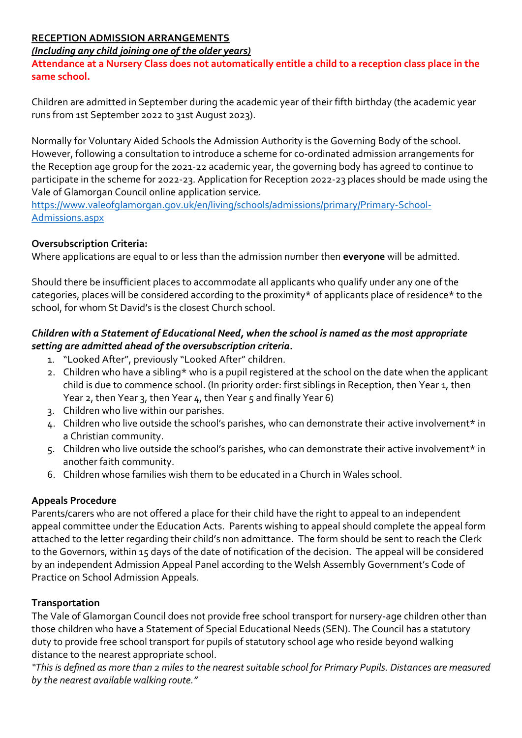## RECEPTION ADMISSION ARRANGEMENTS

***(Including any child joining one of the older years)***

**Attendance at a Nursery Class does not automatically entitle a child to a reception class place in the same school.**

Children are admitted in September during the academic year of their fifth birthday (the academic year runs from 1st September 2022 to 31st August 2023).

Normally for Voluntary Aided Schools the Admission Authority is the Governing Body of the school. However, following a consultation to introduce a scheme for co-ordinated admission arrangements for the Reception age group for the 2021-22 academic year, the governing body has agreed to continue to participate in the scheme for 2022-23. Application for Reception 2022-23 places should be made using the Vale of Glamorgan Council online application service.
https://www.valeofglamorgan.gov.uk/en/living/schools/admissions/primary/Primary-School-Admissions.aspx

**Oversubscription Criteria:**
Where applications are equal to or less than the admission number then **everyone** will be admitted.

Should there be insufficient places to accommodate all applicants who qualify under any one of the categories, places will be considered according to the proximity* of applicants place of residence* to the school, for whom St David's is the closest Church school.

***Children with a Statement of Educational Need, when the school is named as the most appropriate setting are admitted ahead of the oversubscription criteria.***

1. "Looked After", previously "Looked After" children.
2. Children who have a sibling* who is a pupil registered at the school on the date when the applicant child is due to commence school. (In priority order: first siblings in Reception, then Year 1, then Year 2, then Year 3, then Year 4, then Year 5 and finally Year 6)
3. Children who live within our parishes.
4. Children who live outside the school's parishes, who can demonstrate their active involvement* in a Christian community.
5. Children who live outside the school's parishes, who can demonstrate their active involvement* in another faith community.
6. Children whose families wish them to be educated in a Church in Wales school.

**Appeals Procedure**
Parents/carers who are not offered a place for their child have the right to appeal to an independent appeal committee under the Education Acts. Parents wishing to appeal should complete the appeal form attached to the letter regarding their child's non admittance. The form should be sent to reach the Clerk to the Governors, within 15 days of the date of notification of the decision. The appeal will be considered by an independent Admission Appeal Panel according to the Welsh Assembly Government's Code of Practice on School Admission Appeals.

**Transportation**
The Vale of Glamorgan Council does not provide free school transport for nursery-age children other than those children who have a Statement of Special Educational Needs (SEN). The Council has a statutory duty to provide free school transport for pupils of statutory school age who reside beyond walking distance to the nearest appropriate school.
*"This is defined as more than 2 miles to the nearest suitable school for Primary Pupils. Distances are measured by the nearest available walking route."*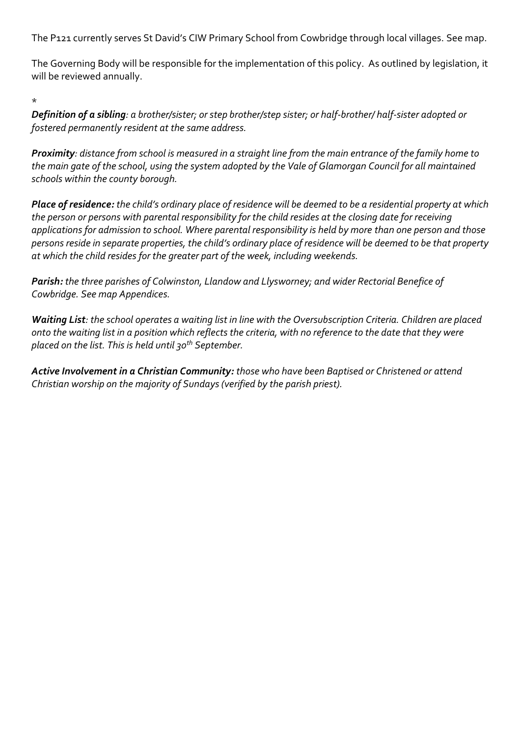The P121 currently serves St David's CIW Primary School from Cowbridge through local villages. See map.

The Governing Body will be responsible for the implementation of this policy. As outlined by legislation, it will be reviewed annually.

*

***Definition of a sibling****: a brother/sister; or step brother/step sister; or half-brother/ half-sister adopted or fostered permanently resident at the same address.*

***Proximity****: distance from school is measured in a straight line from the main entrance of the family home to the main gate of the school, using the system adopted by the Vale of Glamorgan Council for all maintained schools within the county borough.*

***Place of residence:*** *the child's ordinary place of residence will be deemed to be a residential property at which the person or persons with parental responsibility for the child resides at the closing date for receiving applications for admission to school. Where parental responsibility is held by more than one person and those persons reside in separate properties, the child's ordinary place of residence will be deemed to be that property at which the child resides for the greater part of the week, including weekends.*

***Parish:*** *the three parishes of Colwinston, Llandow and Llysworney; and wider Rectorial Benefice of Cowbridge. See map Appendices.*

***Waiting List****: the school operates a waiting list in line with the Oversubscription Criteria. Children are placed onto the waiting list in a position which reflects the criteria, with no reference to the date that they were placed on the list. This is held until 30th September.*

***Active Involvement in a Christian Community:*** *those who have been Baptised or Christened or attend Christian worship on the majority of Sundays (verified by the parish priest).*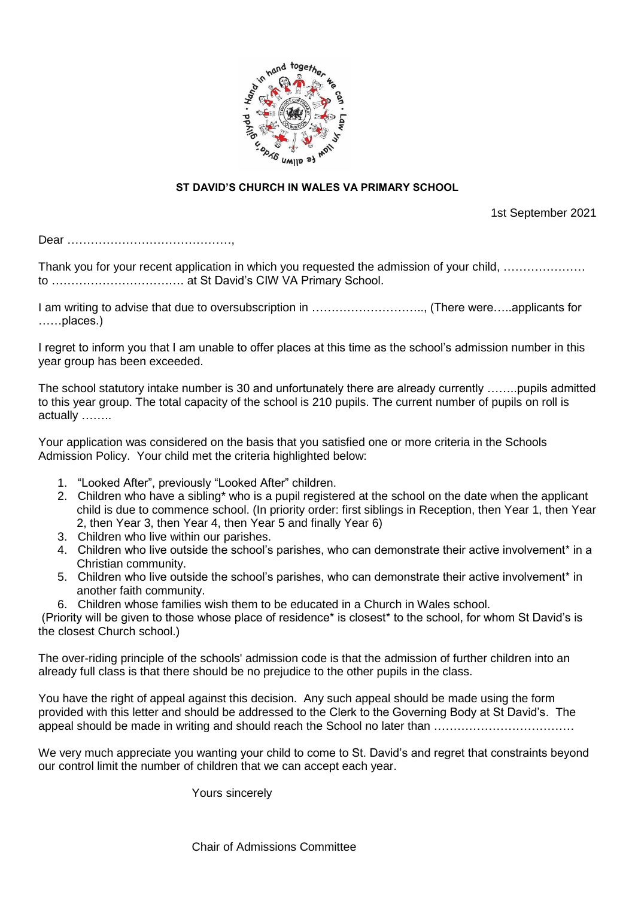**ST DAVID'S CHURCH IN WALES VA PRIMARY SCHOOL**

1st September 2021

Dear ……………………………………,

Thank you for your recent application in which you requested the admission of your child, ………………… to ……………………………. at St David's CIW VA Primary School.

I am writing to advise that due to oversubscription in ……………………….., (There were…..applicants for ……places.)

I regret to inform you that I am unable to offer places at this time as the school's admission number in this year group has been exceeded.

The school statutory intake number is 30 and unfortunately there are already currently ……..pupils admitted to this year group. The total capacity of the school is 210 pupils. The current number of pupils on roll is actually ……..

Your application was considered on the basis that you satisfied one or more criteria in the Schools Admission Policy. Your child met the criteria highlighted below:

1. "Looked After", previously "Looked After" children.
2. Children who have a sibling* who is a pupil registered at the school on the date when the applicant child is due to commence school. (In priority order: first siblings in Reception, then Year 1, then Year 2, then Year 3, then Year 4, then Year 5 and finally Year 6)
3. Children who live within our parishes.
4. Children who live outside the school's parishes, who can demonstrate their active involvement* in a Christian community.
5. Children who live outside the school's parishes, who can demonstrate their active involvement* in another faith community.
6. Children whose families wish them to be educated in a Church in Wales school.

(Priority will be given to those whose place of residence* is closest* to the school, for whom St David's is the closest Church school.)

The over-riding principle of the schools' admission code is that the admission of further children into an already full class is that there should be no prejudice to the other pupils in the class.

You have the right of appeal against this decision. Any such appeal should be made using the form provided with this letter and should be addressed to the Clerk to the Governing Body at St David's. The appeal should be made in writing and should reach the School no later than ………………………………

We very much appreciate you wanting your child to come to St. David's and regret that constraints beyond our control limit the number of children that we can accept each year.

Yours sincerely

Chair of Admissions Committee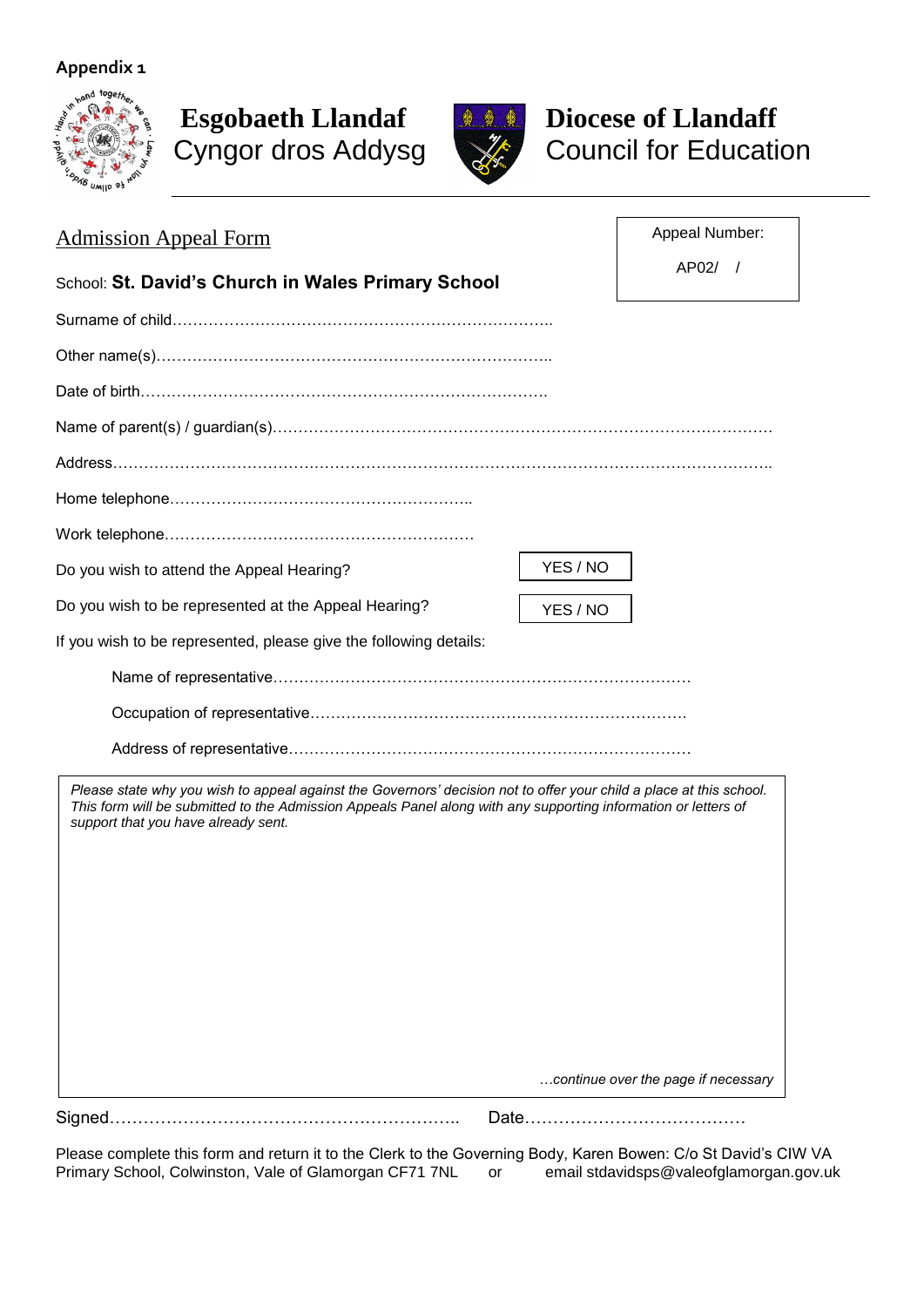**Appendix 1**

**Esgobaeth Llandaf**
Cyngor dros Addysg

**Diocese of Llandaff**
Council for Education

---

Admission Appeal Form

| Appeal Number: |
|---|
| AP02/ / |

School: **St. David's Church in Wales Primary School**

Surname of child………………………………………………………………..

Other name(s)…………………………………………………………………..

Date of birth…………………………………………………………………….

Name of parent(s) / guardian(s)……………………………………………………………………………

Address…………………………………………………………………………………………………………..

Home telephone…………………………………………………..

Work telephone…………………………………………………….

Do you wish to attend the Appeal Hearing? YES / NO

Do you wish to be represented at the Appeal Hearing? YES / NO

If you wish to be represented, please give the following details:

Name of representative……………………………………………………………………

Occupation of representative……………………………………………………………….

Address of representative…………………………………………………………………

*Please state why you wish to appeal against the Governors' decision not to offer your child a place at this school. This form will be submitted to the Admission Appeals Panel along with any supporting information or letters of support that you have already sent.*

*…continue over the page if necessary*

Signed…………………………………………………….. Date…………………………………

Please complete this form and return it to the Clerk to the Governing Body, Karen Bowen: C/o St David's CIW VA Primary School, Colwinston, Vale of Glamorgan CF71 7NL or email stdavidsps@valeofglamorgan.gov.uk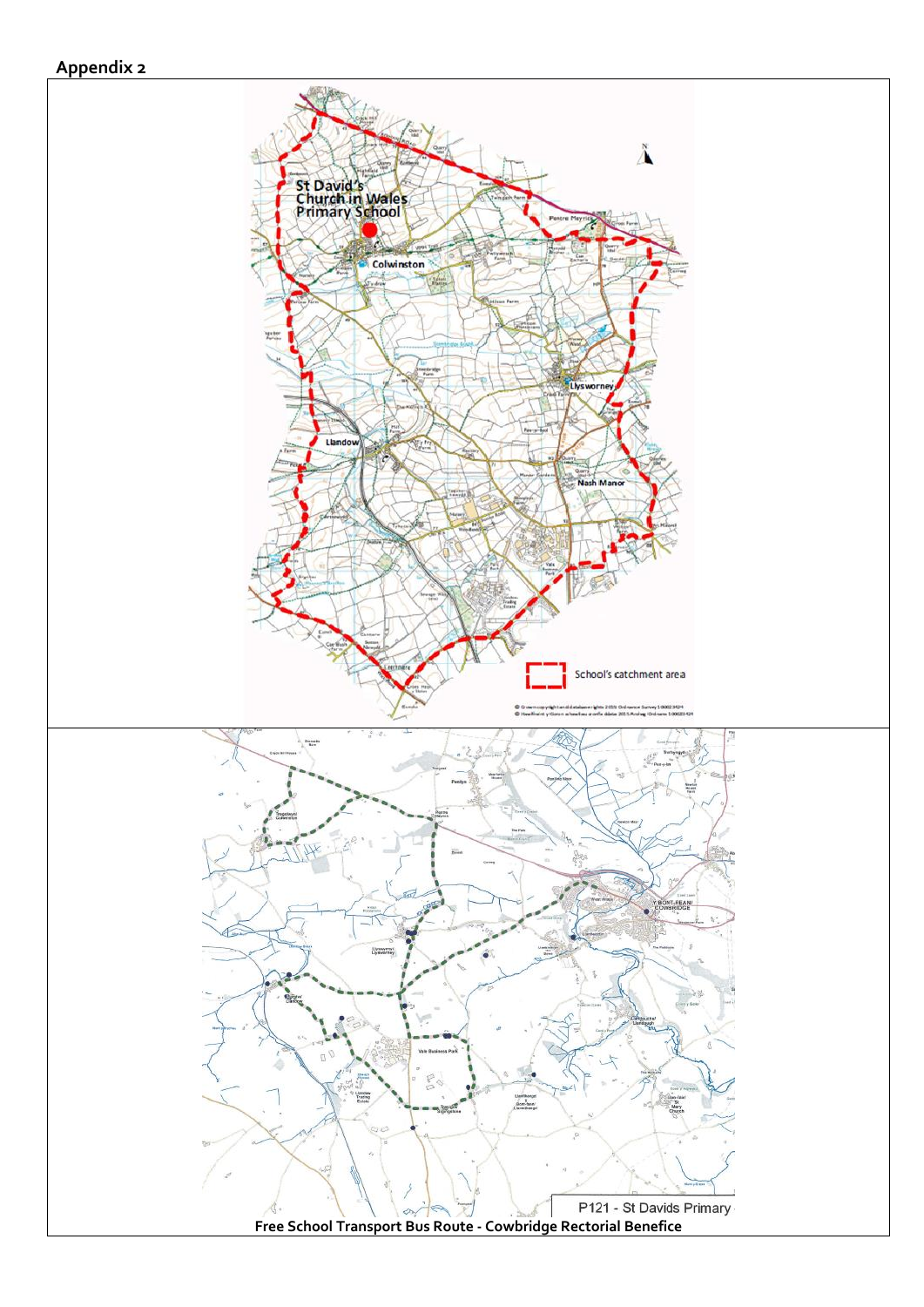## Appendix 2

Free School Transport Bus Route - Cowbridge Rectorial Benefice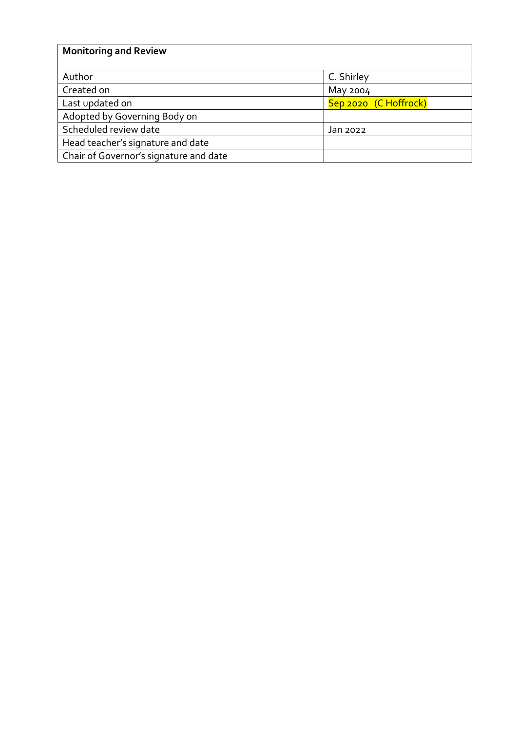| Monitoring and Review | |
|---|---|
| Author | C. Shirley |
| Created on | May 2004 |
| Last updated on | Sep 2020 (C Hoffrock) |
| Adopted by Governing Body on | |
| Scheduled review date | Jan 2022 |
| Head teacher's signature and date | |
| Chair of Governor's signature and date | |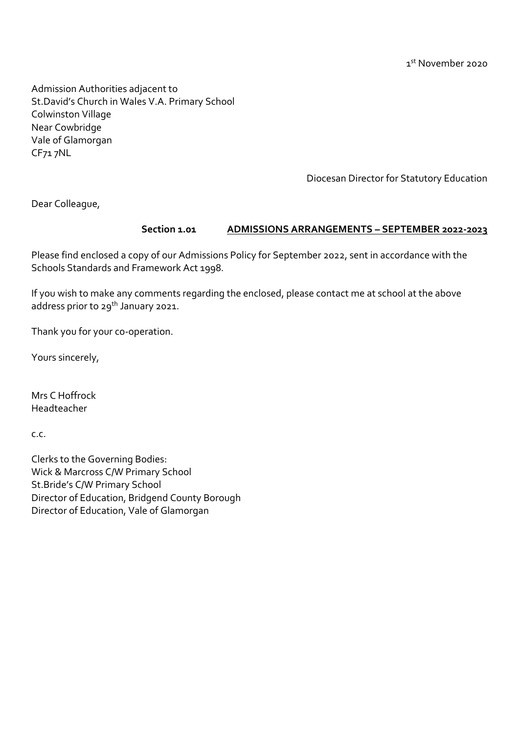1st November 2020

Admission Authorities adjacent to
St.David's Church in Wales V.A. Primary School
Colwinston Village
Near Cowbridge
Vale of Glamorgan
CF71 7NL

Diocesan Director for Statutory Education

Dear Colleague,

**Section 1.01 <u>ADMISSIONS ARRANGEMENTS – SEPTEMBER 2022-2023</u>**

Please find enclosed a copy of our Admissions Policy for September 2022, sent in accordance with the Schools Standards and Framework Act 1998.

If you wish to make any comments regarding the enclosed, please contact me at school at the above address prior to 29th January 2021.

Thank you for your co-operation.

Yours sincerely,

Mrs C Hoffrock
Headteacher

c.c.

Clerks to the Governing Bodies:
Wick & Marcross C/W Primary School
St.Bride's C/W Primary School
Director of Education, Bridgend County Borough
Director of Education, Vale of Glamorgan